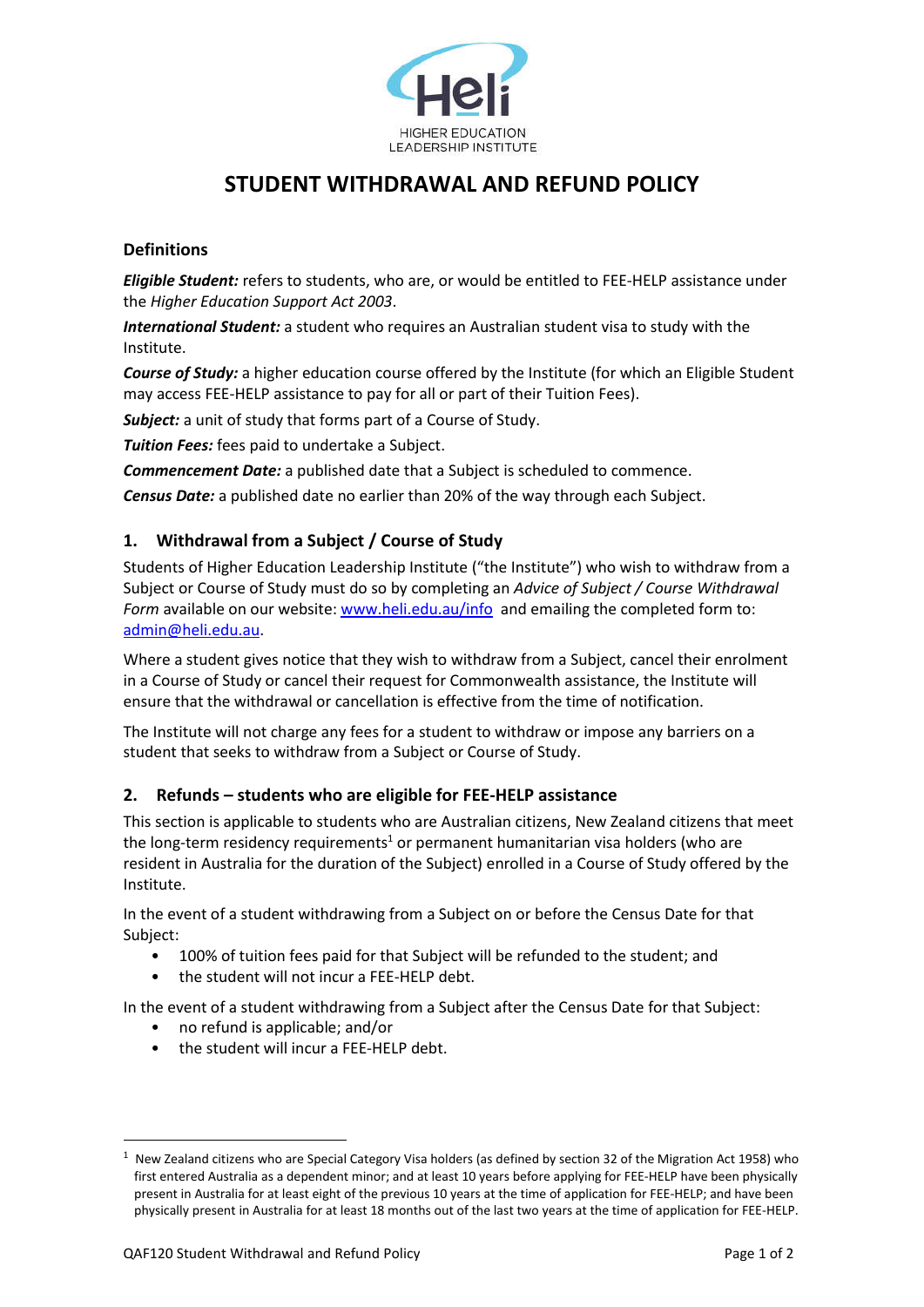HIGHER EDUCATION LEADERSHIP INSTITUTE

# STUDENT WITHDRAWAL AND REFUND POLICY

### Definitions

***Eligible Student:*** refers to students, who are, or would be entitled to FEE-HELP assistance under the *Higher Education Support Act 2003*.

***International Student:*** a student who requires an Australian student visa to study with the Institute.

***Course of Study:*** a higher education course offered by the Institute (for which an Eligible Student may access FEE-HELP assistance to pay for all or part of their Tuition Fees).

***Subject:*** a unit of study that forms part of a Course of Study.

***Tuition Fees:*** fees paid to undertake a Subject.

***Commencement Date:*** a published date that a Subject is scheduled to commence.

***Census Date:*** a published date no earlier than 20% of the way through each Subject.

## 1. Withdrawal from a Subject / Course of Study

Students of Higher Education Leadership Institute ("the Institute") who wish to withdraw from a Subject or Course of Study must do so by completing an *Advice of Subject / Course Withdrawal Form* available on our website: www.heli.edu.au/info and emailing the completed form to: admin@heli.edu.au.

Where a student gives notice that they wish to withdraw from a Subject, cancel their enrolment in a Course of Study or cancel their request for Commonwealth assistance, the Institute will ensure that the withdrawal or cancellation is effective from the time of notification.

The Institute will not charge any fees for a student to withdraw or impose any barriers on a student that seeks to withdraw from a Subject or Course of Study.

## 2. Refunds – students who are eligible for FEE-HELP assistance

This section is applicable to students who are Australian citizens, New Zealand citizens that meet the long-term residency requirements[1] or permanent humanitarian visa holders (who are resident in Australia for the duration of the Subject) enrolled in a Course of Study offered by the Institute.

In the event of a student withdrawing from a Subject on or before the Census Date for that Subject:

- 100% of tuition fees paid for that Subject will be refunded to the student; and
- the student will not incur a FEE-HELP debt.

In the event of a student withdrawing from a Subject after the Census Date for that Subject:

- no refund is applicable; and/or
- the student will incur a FEE-HELP debt.

[1] New Zealand citizens who are Special Category Visa holders (as defined by section 32 of the Migration Act 1958) who first entered Australia as a dependent minor; and at least 10 years before applying for FEE-HELP have been physically present in Australia for at least eight of the previous 10 years at the time of application for FEE-HELP; and have been physically present in Australia for at least 18 months out of the last two years at the time of application for FEE-HELP.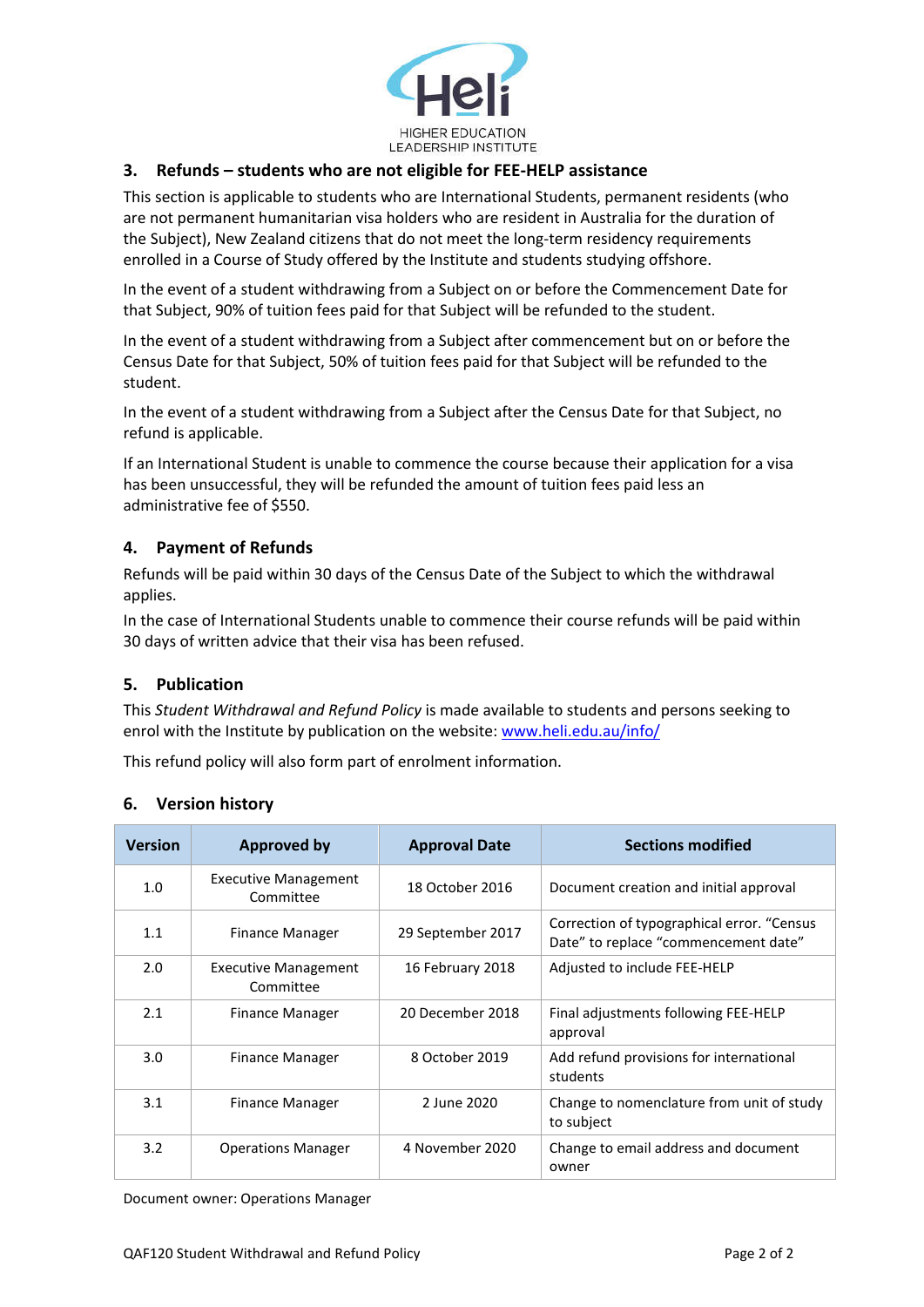## 3. Refunds – students who are not eligible for FEE-HELP assistance

This section is applicable to students who are International Students, permanent residents (who are not permanent humanitarian visa holders who are resident in Australia for the duration of the Subject), New Zealand citizens that do not meet the long-term residency requirements enrolled in a Course of Study offered by the Institute and students studying offshore.

In the event of a student withdrawing from a Subject on or before the Commencement Date for that Subject, 90% of tuition fees paid for that Subject will be refunded to the student.

In the event of a student withdrawing from a Subject after commencement but on or before the Census Date for that Subject, 50% of tuition fees paid for that Subject will be refunded to the student.

In the event of a student withdrawing from a Subject after the Census Date for that Subject, no refund is applicable.

If an International Student is unable to commence the course because their application for a visa has been unsuccessful, they will be refunded the amount of tuition fees paid less an administrative fee of $550.

## 4. Payment of Refunds

Refunds will be paid within 30 days of the Census Date of the Subject to which the withdrawal applies.

In the case of International Students unable to commence their course refunds will be paid within 30 days of written advice that their visa has been refused.

## 5. Publication

This *Student Withdrawal and Refund Policy* is made available to students and persons seeking to enrol with the Institute by publication on the website: [www.heli.edu.au/info/](www.heli.edu.au/info/)

This refund policy will also form part of enrolment information.

## 6. Version history

| Version | Approved by | Approval Date | Sections modified |
|---|---|---|---|
| 1.0 | Executive Management Committee | 18 October 2016 | Document creation and initial approval |
| 1.1 | Finance Manager | 29 September 2017 | Correction of typographical error. "Census Date" to replace "commencement date" |
| 2.0 | Executive Management Committee | 16 February 2018 | Adjusted to include FEE-HELP |
| 2.1 | Finance Manager | 20 December 2018 | Final adjustments following FEE-HELP approval |
| 3.0 | Finance Manager | 8 October 2019 | Add refund provisions for international students |
| 3.1 | Finance Manager | 2 June 2020 | Change to nomenclature from unit of study to subject |
| 3.2 | Operations Manager | 4 November 2020 | Change to email address and document owner |

Document owner: Operations Manager